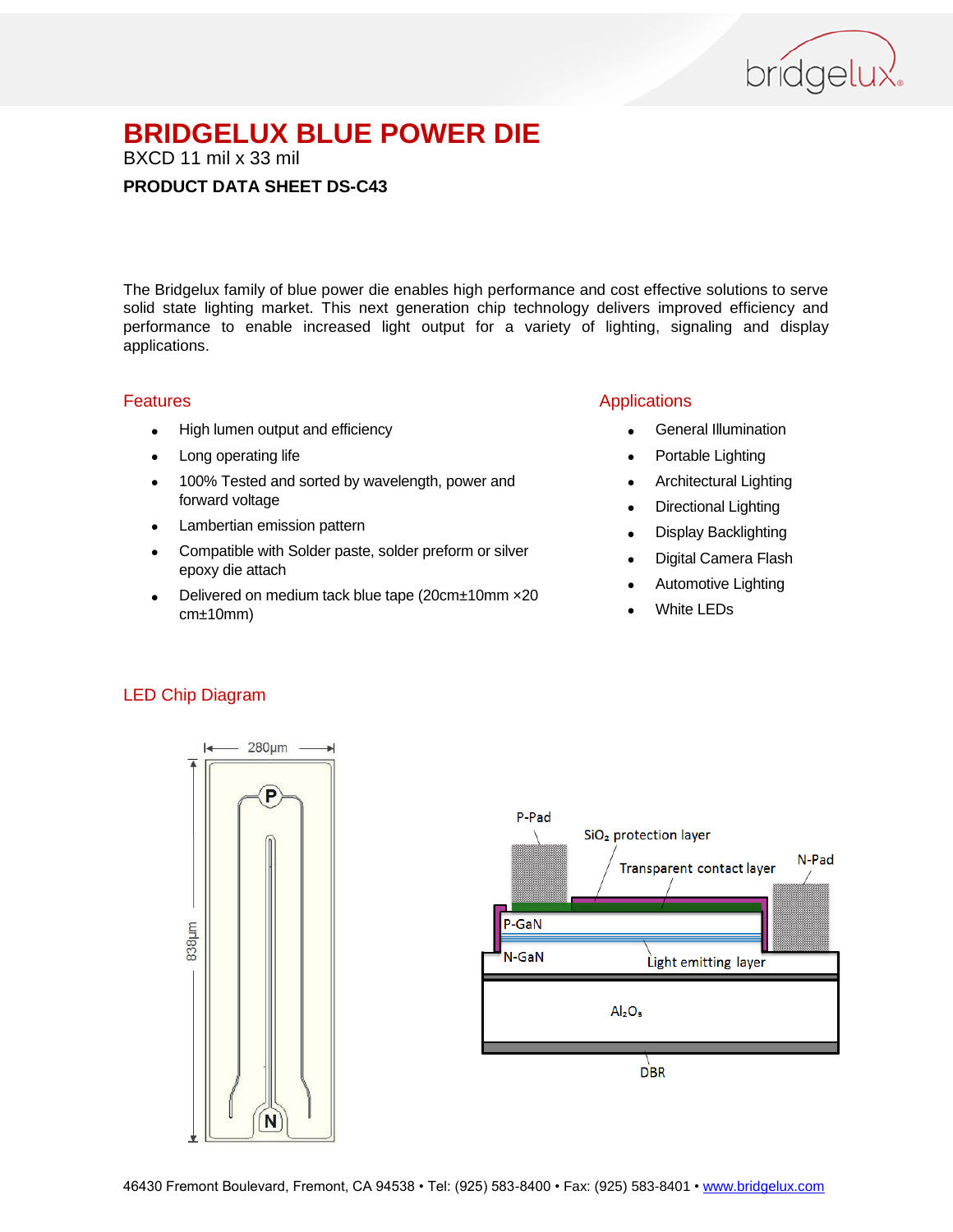# BRIDGELUX BLUE POWER DIE

BXCD 11 mil x 33 mil

**PRODUCT DATA SHEET DS-C43**

The Bridgelux family of blue power die enables high performance and cost effective solutions to serve solid state lighting market. This next generation chip technology delivers improved efficiency and performance to enable increased light output for a variety of lighting, signaling and display applications.

## Features

- High lumen output and efficiency
- Long operating life
- 100% Tested and sorted by wavelength, power and forward voltage
- Lambertian emission pattern
- Compatible with Solder paste, solder preform or silver epoxy die attach
- Delivered on medium tack blue tape (20cm±10mm ×20 cm±10mm)

## Applications

- General Illumination
- Portable Lighting
- Architectural Lighting
- Directional Lighting
- Display Backlighting
- Digital Camera Flash
- Automotive Lighting
- White LEDs

## LED Chip Diagram

280µm

838µm

P

N

P-Pad

$SiO_2$ protection layer

Transparent contact layer

N-Pad

P-GaN

N-GaN

Light emitting layer

$Al_2O_3$

DBR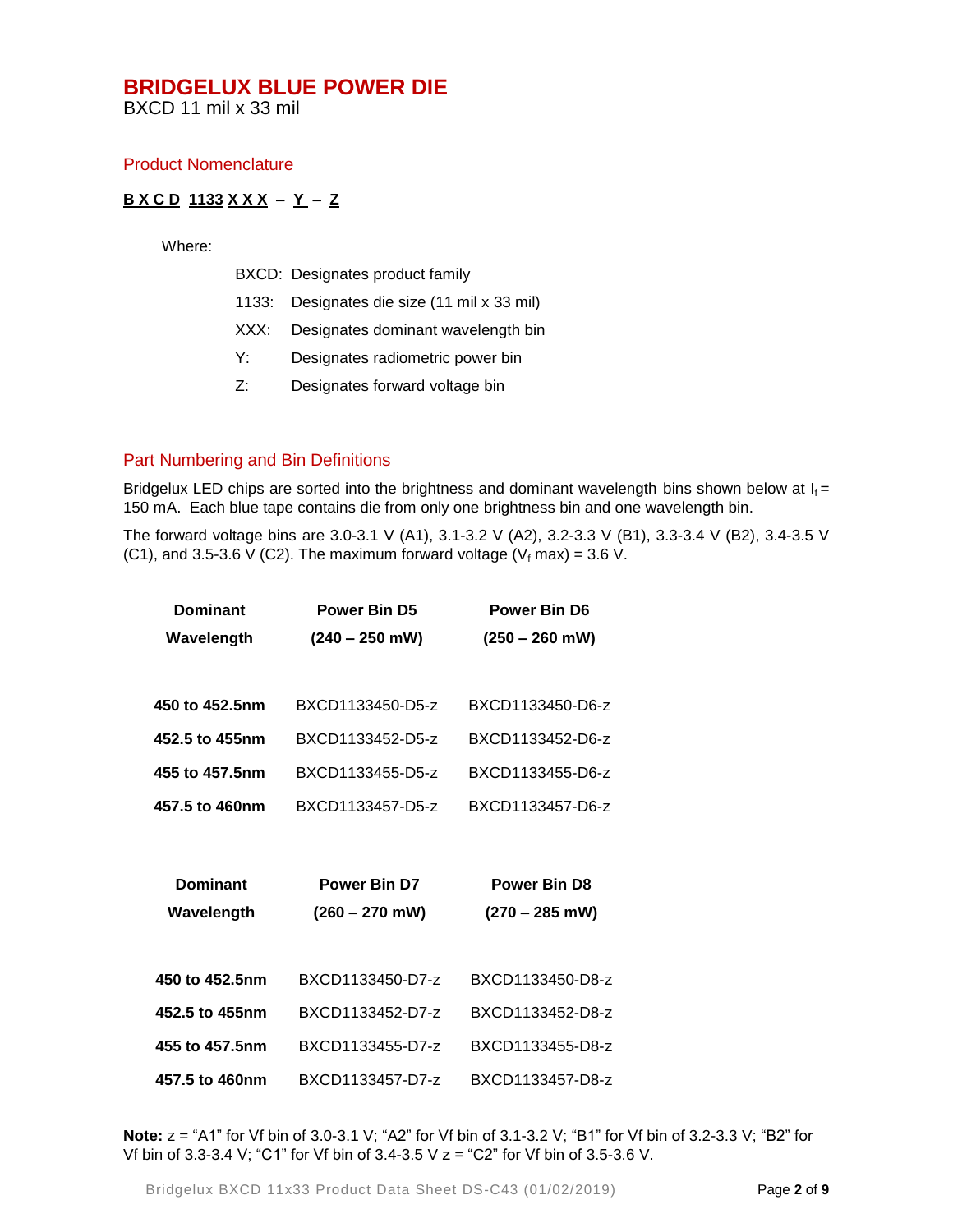# BRIDGELUX BLUE POWER DIE

BXCD 11 mil x 33 mil

## Product Nomenclature

**B X C D 1133 X X X – Y – Z**

Where:

- BXCD: Designates product family
- 1133: Designates die size (11 mil x 33 mil)
- XXX: Designates dominant wavelength bin
- Y: Designates radiometric power bin
- Z: Designates forward voltage bin

## Part Numbering and Bin Definitions

Bridgelux LED chips are sorted into the brightness and dominant wavelength bins shown below at $I_f$ = 150 mA. Each blue tape contains die from only one brightness bin and one wavelength bin.

The forward voltage bins are 3.0-3.1 V (A1), 3.1-3.2 V (A2), 3.2-3.3 V (B1), 3.3-3.4 V (B2), 3.4-3.5 V (C1), and 3.5-3.6 V (C2). The maximum forward voltage ($V_f$ max) = 3.6 V.

| Dominant Wavelength | Power Bin D5 (240 – 250 mW) | Power Bin D6 (250 – 260 mW) |
|---|---|---|
| **450 to 452.5nm** | BXCD1133450-D5-z | BXCD1133450-D6-z |
| **452.5 to 455nm** | BXCD1133452-D5-z | BXCD1133452-D6-z |
| **455 to 457.5nm** | BXCD1133455-D5-z | BXCD1133455-D6-z |
| **457.5 to 460nm** | BXCD1133457-D5-z | BXCD1133457-D6-z |

| Dominant Wavelength | Power Bin D7 (260 – 270 mW) | Power Bin D8 (270 – 285 mW) |
|---|---|---|
| **450 to 452.5nm** | BXCD1133450-D7-z | BXCD1133450-D8-z |
| **452.5 to 455nm** | BXCD1133452-D7-z | BXCD1133452-D8-z |
| **455 to 457.5nm** | BXCD1133455-D7-z | BXCD1133455-D8-z |
| **457.5 to 460nm** | BXCD1133457-D7-z | BXCD1133457-D8-z |

**Note:** z = "A1" for Vf bin of 3.0-3.1 V; "A2" for Vf bin of 3.1-3.2 V; "B1" for Vf bin of 3.2-3.3 V; "B2" for Vf bin of 3.3-3.4 V; "C1" for Vf bin of 3.4-3.5 V z = "C2" for Vf bin of 3.5-3.6 V.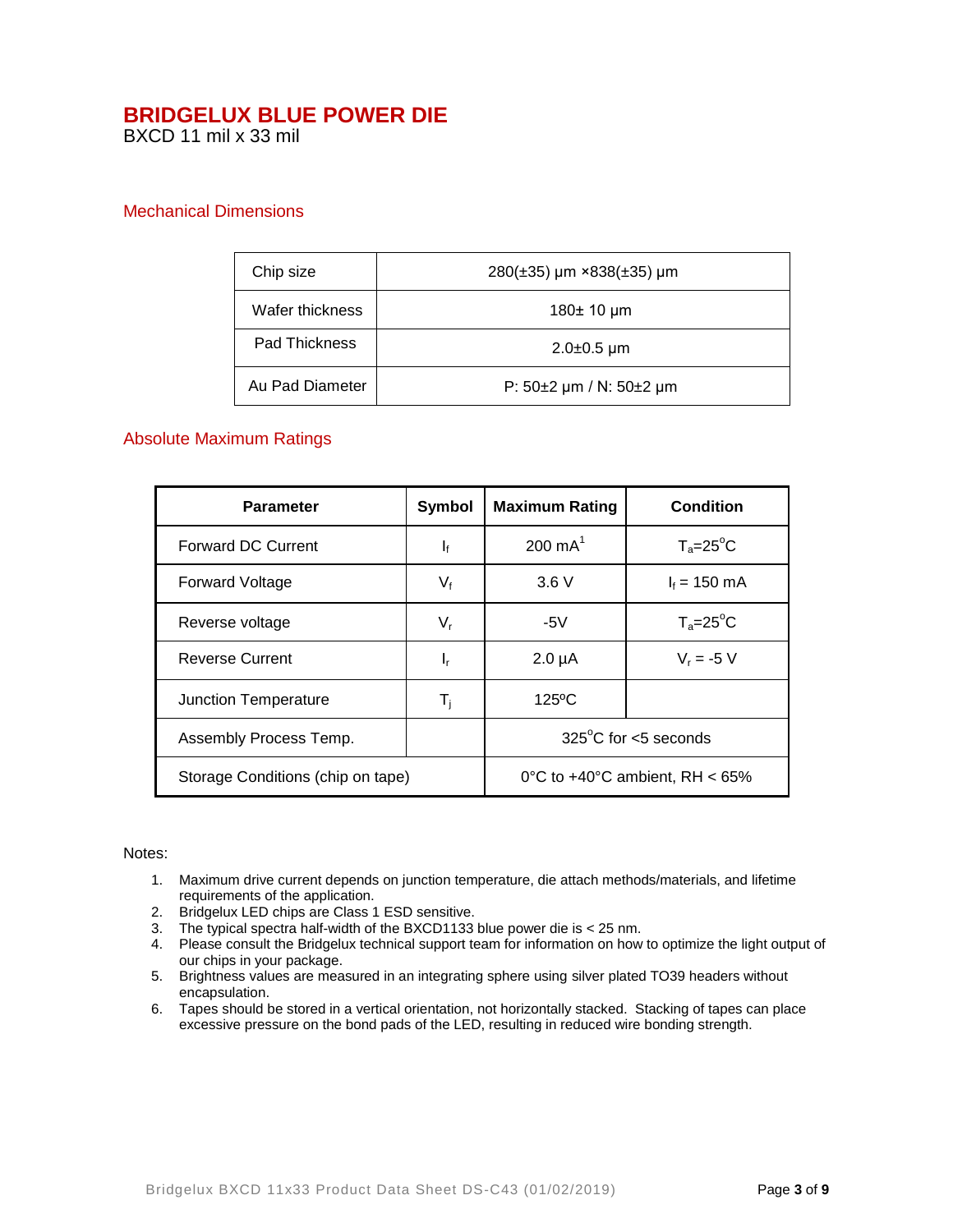# BRIDGELUX BLUE POWER DIE

BXCD 11 mil x 33 mil

## Mechanical Dimensions

| Chip size | 280(±35) μm ×838(±35) μm |
|---|---|
| Wafer thickness | 180± 10 μm |
| Pad Thickness | 2.0±0.5 μm |
| Au Pad Diameter | P: 50±2 μm / N: 50±2 μm |

## Absolute Maximum Ratings

| Parameter | Symbol | Maximum Rating | Condition |
|---|---|---|---|
| Forward DC Current | $I_f$ | 200 mA[1] | $T_a$=25°C |
| Forward Voltage | $V_f$ | 3.6 V | $I_f$ = 150 mA |
| Reverse voltage | $V_r$ | -5V | $T_a$=25°C |
| Reverse Current | $I_r$ | 2.0 µA | $V_r$ = -5 V |
| Junction Temperature | $T_j$ | 125ºC | |
| Assembly Process Temp. | | 325°C for <5 seconds | |
| Storage Conditions (chip on tape) | | 0°C to +40°C ambient, RH < 65% | |

Notes:

1. Maximum drive current depends on junction temperature, die attach methods/materials, and lifetime requirements of the application.
2. Bridgelux LED chips are Class 1 ESD sensitive.
3. The typical spectra half-width of the BXCD1133 blue power die is < 25 nm.
4. Please consult the Bridgelux technical support team for information on how to optimize the light output of our chips in your package.
5. Brightness values are measured in an integrating sphere using silver plated TO39 headers without encapsulation.
6. Tapes should be stored in a vertical orientation, not horizontally stacked. Stacking of tapes can place excessive pressure on the bond pads of the LED, resulting in reduced wire bonding strength.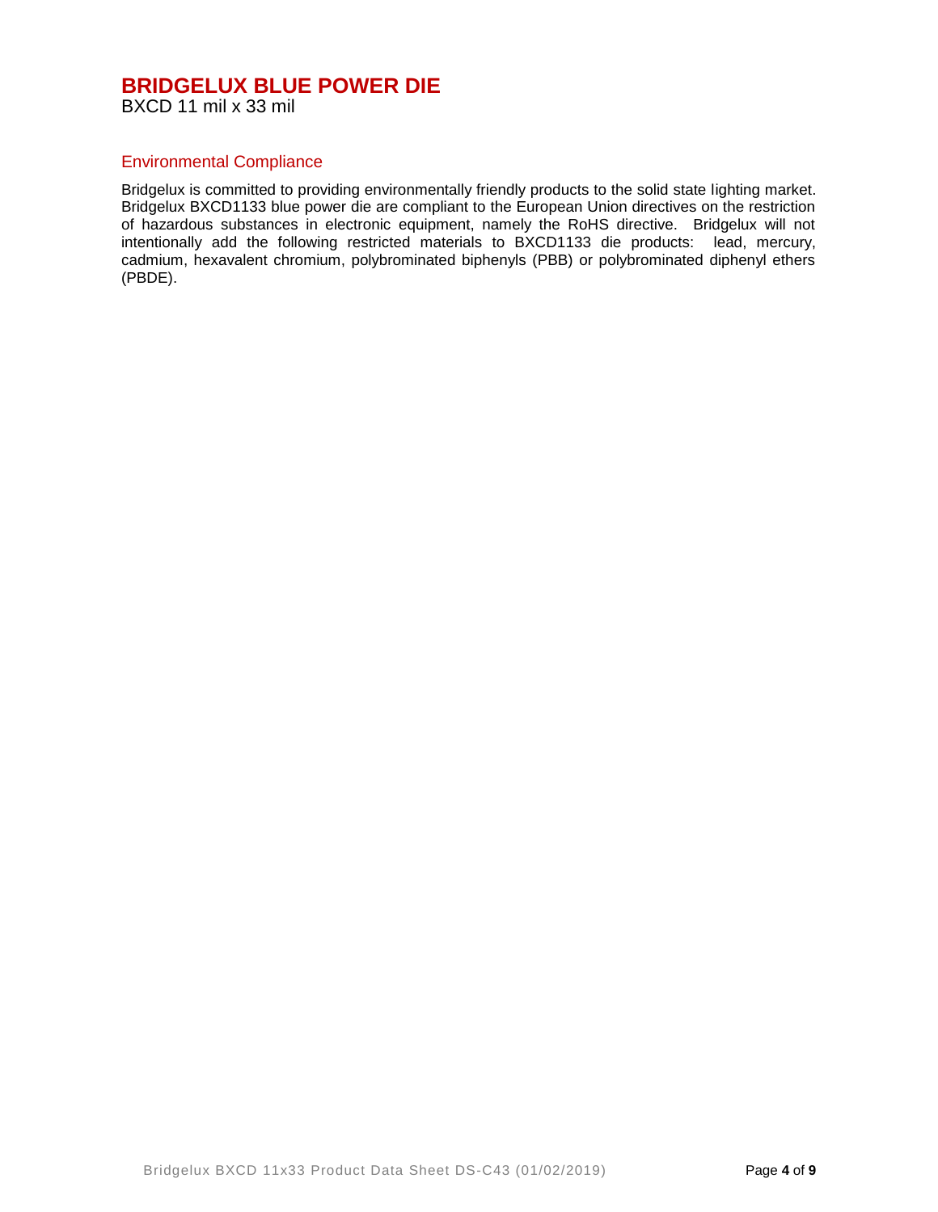# BRIDGELUX BLUE POWER DIE

BXCD 11 mil x 33 mil

## Environmental Compliance

Bridgelux is committed to providing environmentally friendly products to the solid state lighting market. Bridgelux BXCD1133 blue power die are compliant to the European Union directives on the restriction of hazardous substances in electronic equipment, namely the RoHS directive. Bridgelux will not intentionally add the following restricted materials to BXCD1133 die products: lead, mercury, cadmium, hexavalent chromium, polybrominated biphenyls (PBB) or polybrominated diphenyl ethers (PBDE).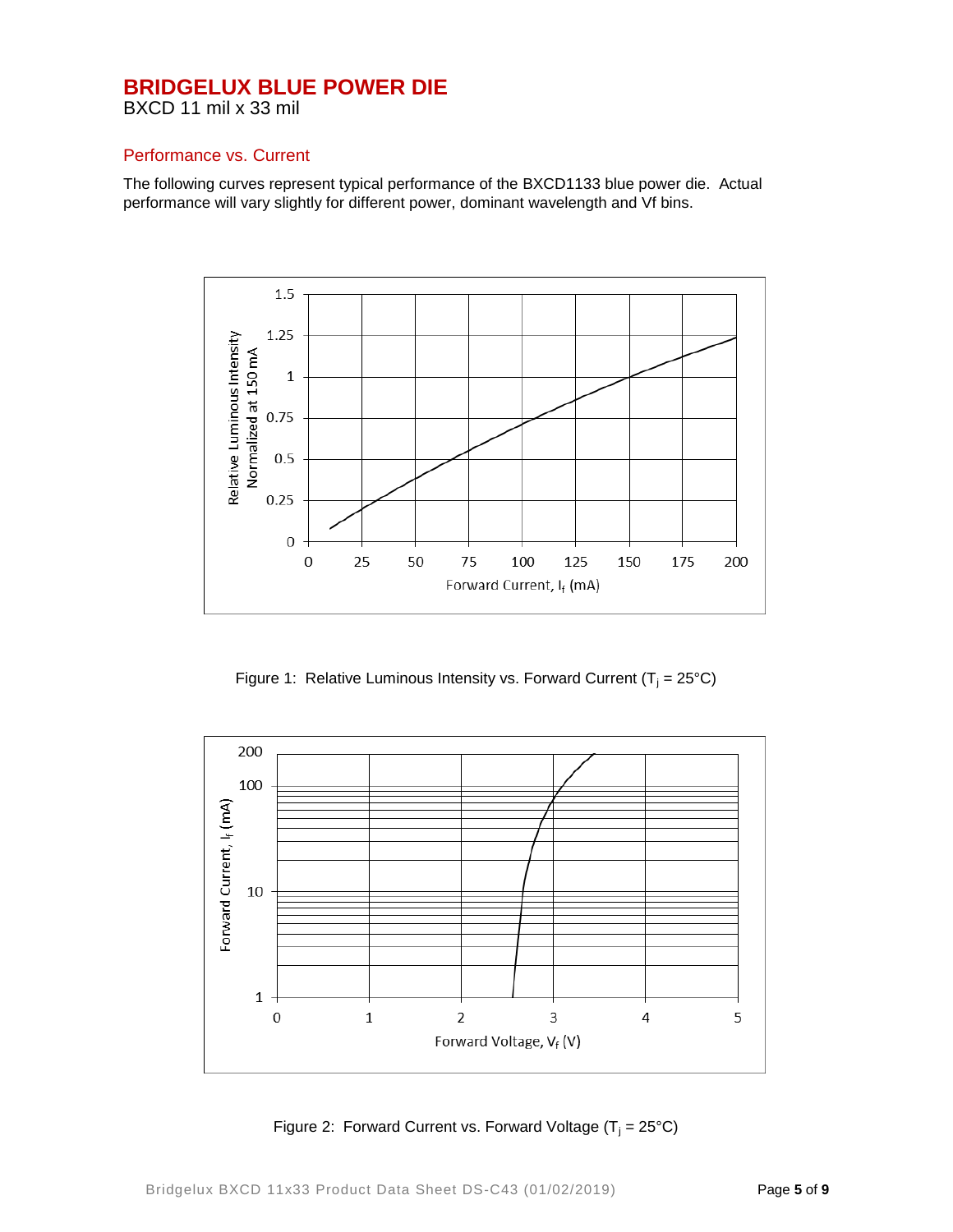# BRIDGELUX BLUE POWER DIE

BXCD 11 mil x 33 mil

## Performance vs. Current

The following curves represent typical performance of the BXCD1133 blue power die. Actual performance will vary slightly for different power, dominant wavelength and Vf bins.

Figure 1: Relative Luminous Intensity vs. Forward Current ($T_j$ = 25°C)

Figure 2: Forward Current vs. Forward Voltage ($T_j$ = 25°C)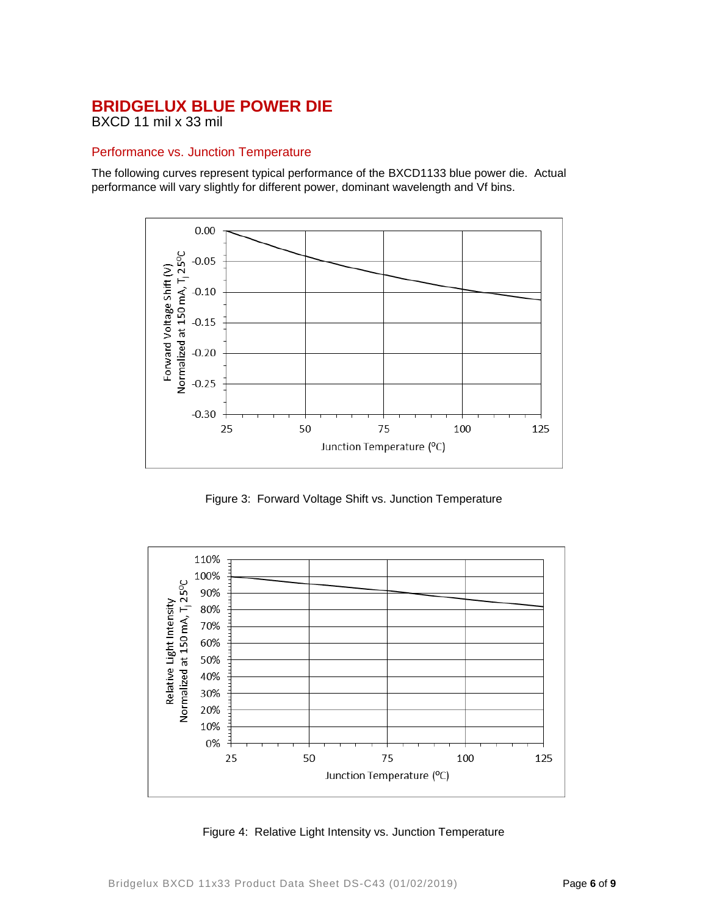# BRIDGELUX BLUE POWER DIE

BXCD 11 mil x 33 mil

## Performance vs. Junction Temperature

The following curves represent typical performance of the BXCD1133 blue power die. Actual performance will vary slightly for different power, dominant wavelength and Vf bins.

Figure 3: Forward Voltage Shift vs. Junction Temperature

Figure 4: Relative Light Intensity vs. Junction Temperature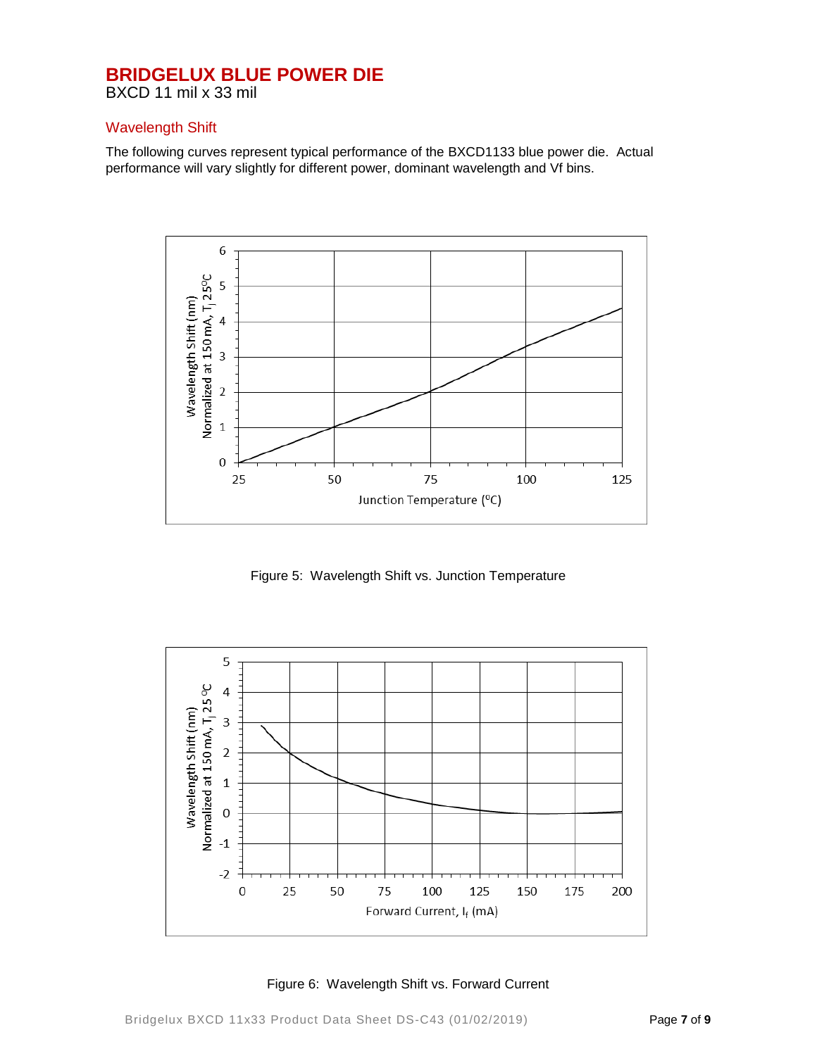# BRIDGELUX BLUE POWER DIE

BXCD 11 mil x 33 mil

## Wavelength Shift

The following curves represent typical performance of the BXCD1133 blue power die. Actual performance will vary slightly for different power, dominant wavelength and Vf bins.

Figure 5: Wavelength Shift vs. Junction Temperature

Figure 6: Wavelength Shift vs. Forward Current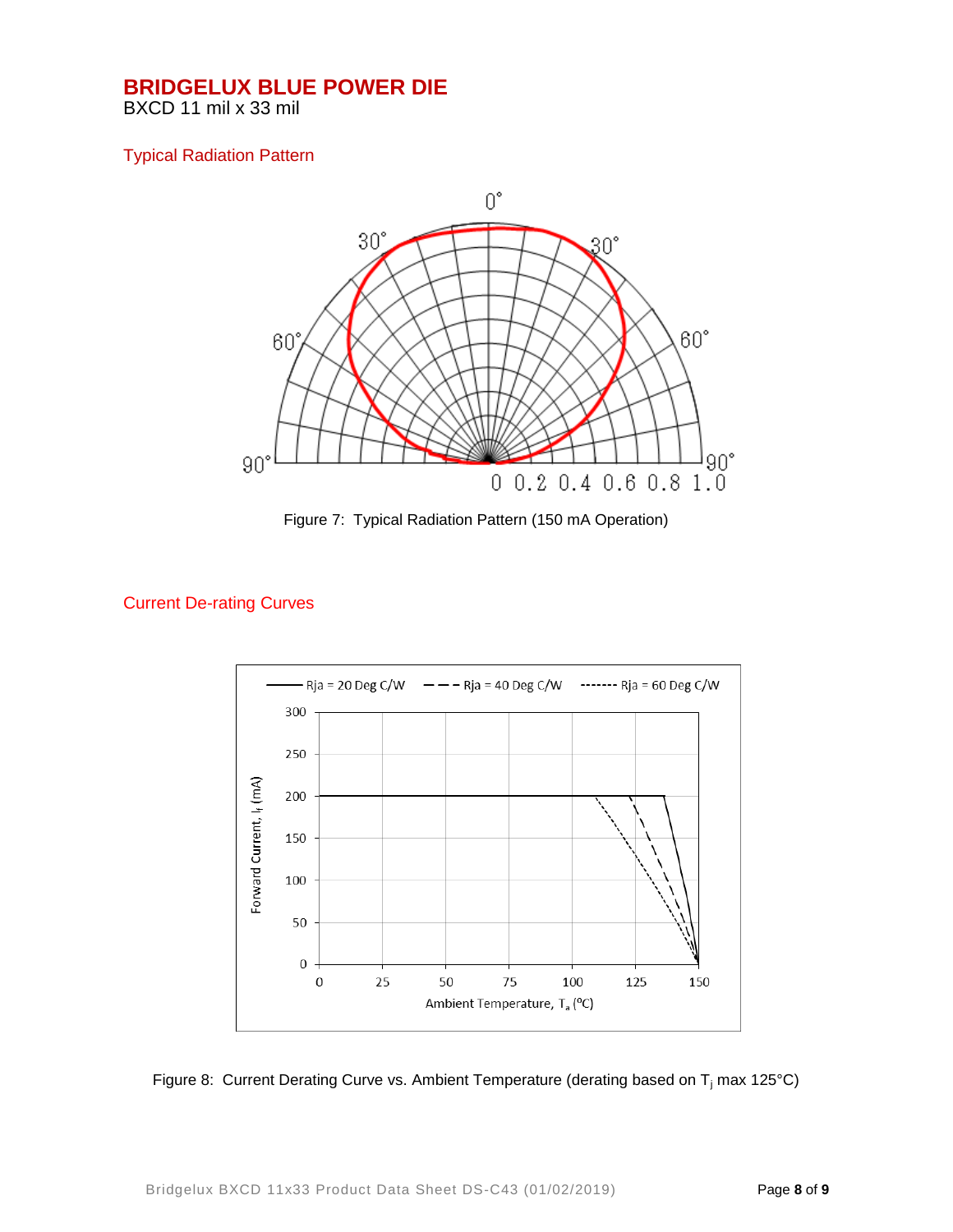# BRIDGELUX BLUE POWER DIE

BXCD 11 mil x 33 mil

## Typical Radiation Pattern

Figure 7: Typical Radiation Pattern (150 mA Operation)

## Current De-rating Curves

Figure 8: Current Derating Curve vs. Ambient Temperature (derating based on $T_j$ max 125°C)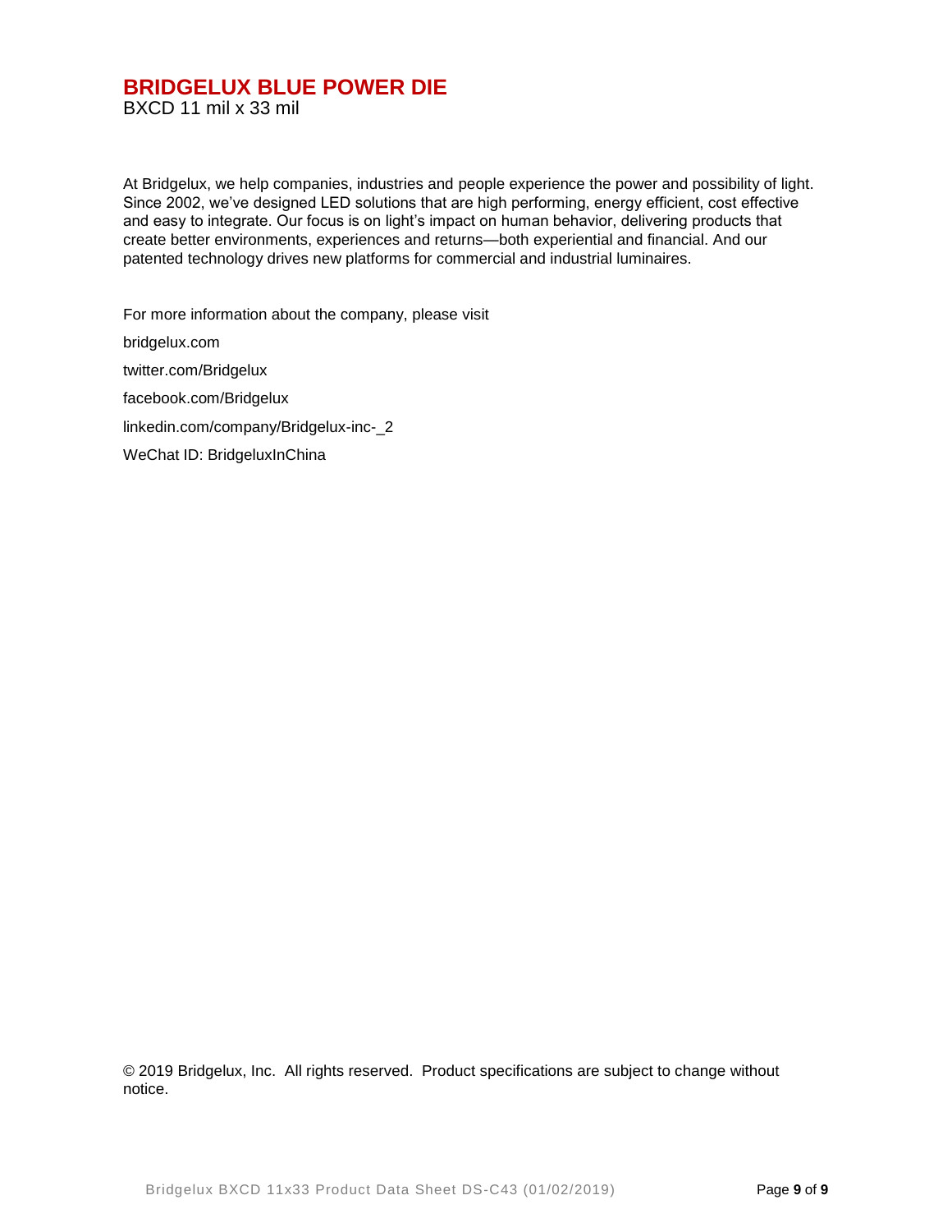At Bridgelux, we help companies, industries and people experience the power and possibility of light. Since 2002, we've designed LED solutions that are high performing, energy efficient, cost effective and easy to integrate. Our focus is on light's impact on human behavior, delivering products that create better environments, experiences and returns—both experiential and financial. And our patented technology drives new platforms for commercial and industrial luminaires.

For more information about the company, please visit

bridgelux.com

twitter.com/Bridgelux

facebook.com/Bridgelux

linkedin.com/company/Bridgelux-inc-_2

WeChat ID: BridgeluxInChina

© 2019 Bridgelux, Inc. All rights reserved. Product specifications are subject to change without notice.